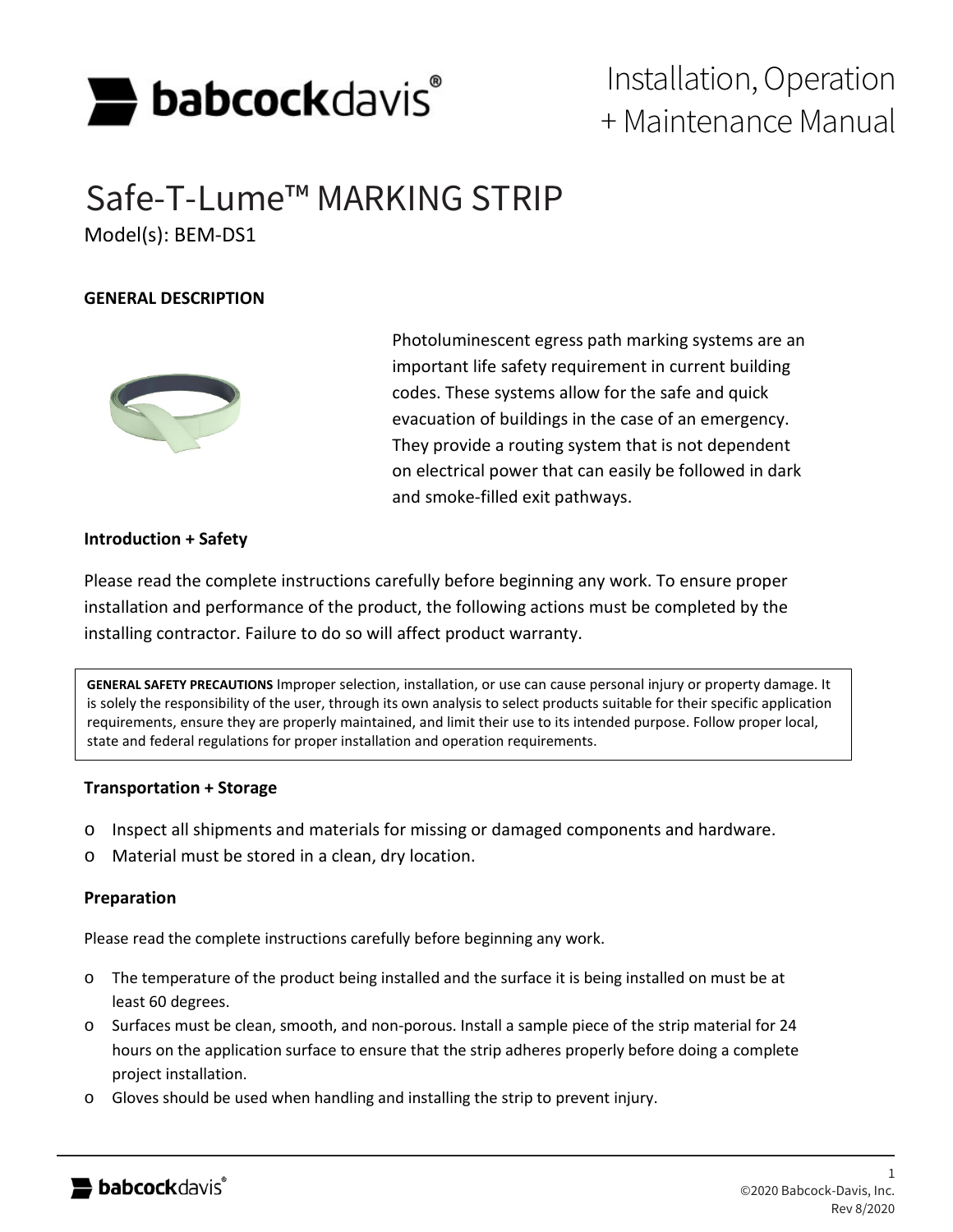Installation, Operation + Maintenance Manual

# Safe-T-Lume™ MARKING STRIP

Model(s): BEM-DS1

## GENERAL DESCRIPTION

Photoluminescent egress path marking systems are an important life safety requirement in current building codes. These systems allow for the safe and quick evacuation of buildings in the case of an emergency. They provide a routing system that is not dependent on electrical power that can easily be followed in dark and smoke-filled exit pathways.

### Introduction + Safety

Please read the complete instructions carefully before beginning any work. To ensure proper installation and performance of the product, the following actions must be completed by the installing contractor. Failure to do so will affect product warranty.

**GENERAL SAFETY PRECAUTIONS** Improper selection, installation, or use can cause personal injury or property damage. It is solely the responsibility of the user, through its own analysis to select products suitable for their specific application requirements, ensure they are properly maintained, and limit their use to its intended purpose. Follow proper local, state and federal regulations for proper installation and operation requirements.

### Transportation + Storage

- Inspect all shipments and materials for missing or damaged components and hardware.
- Material must be stored in a clean, dry location.

### Preparation

Please read the complete instructions carefully before beginning any work.

- The temperature of the product being installed and the surface it is being installed on must be at least 60 degrees.
- Surfaces must be clean, smooth, and non-porous. Install a sample piece of the strip material for 24 hours on the application surface to ensure that the strip adheres properly before doing a complete project installation.
- Gloves should be used when handling and installing the strip to prevent injury.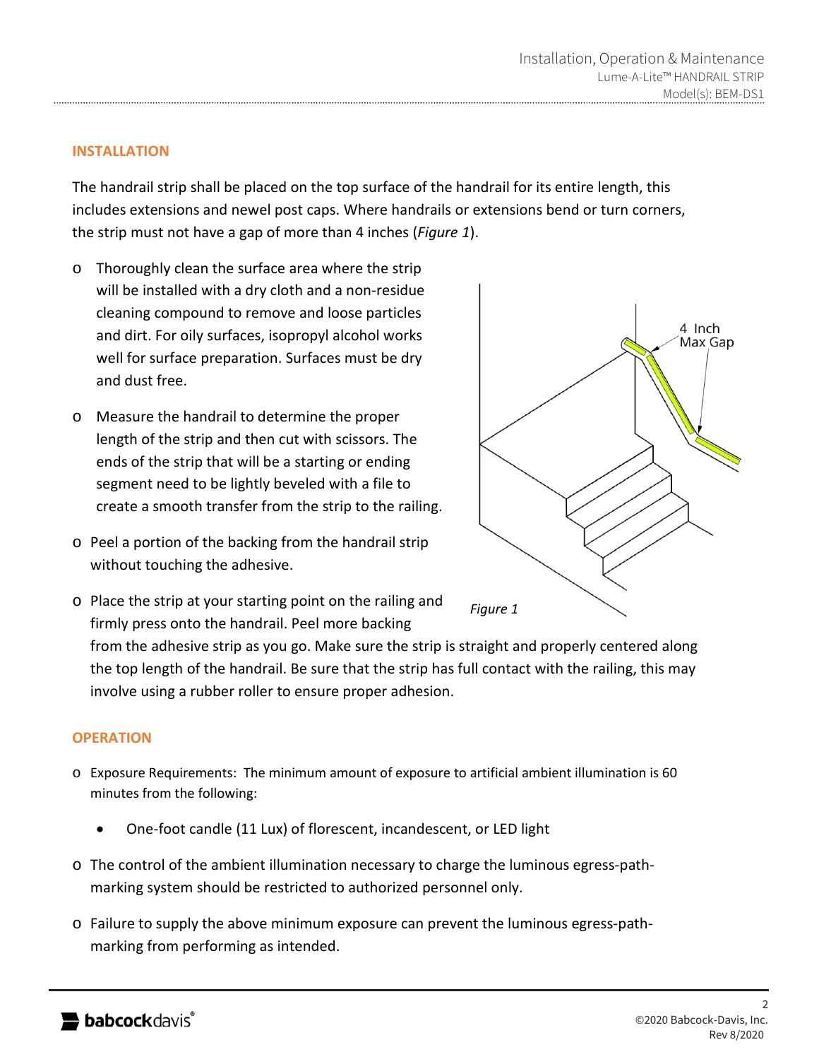## INSTALLATION

The handrail strip shall be placed on the top surface of the handrail for its entire length, this includes extensions and newel post caps. Where handrails or extensions bend or turn corners, the strip must not have a gap of more than 4 inches (*Figure 1*).

- Thoroughly clean the surface area where the strip will be installed with a dry cloth and a non-residue cleaning compound to remove and loose particles and dirt. For oily surfaces, isopropyl alcohol works well for surface preparation. Surfaces must be dry and dust free.
- Measure the handrail to determine the proper length of the strip and then cut with scissors. The ends of the strip that will be a starting or ending segment need to be lightly beveled with a file to create a smooth transfer from the strip to the railing.
- Peel a portion of the backing from the handrail strip without touching the adhesive.
- Place the strip at your starting point on the railing and firmly press onto the handrail. Peel more backing from the adhesive strip as you go. Make sure the strip is straight and properly centered along the top length of the handrail. Be sure that the strip has full contact with the railing, this may involve using a rubber roller to ensure proper adhesion.

4 Inch Max Gap

*Figure 1*

## OPERATION

- Exposure Requirements: The minimum amount of exposure to artificial ambient illumination is 60 minutes from the following:
  - One-foot candle (11 Lux) of florescent, incandescent, or LED light
- The control of the ambient illumination necessary to charge the luminous egress-path-marking system should be restricted to authorized personnel only.
- Failure to supply the above minimum exposure can prevent the luminous egress-path-marking from performing as intended.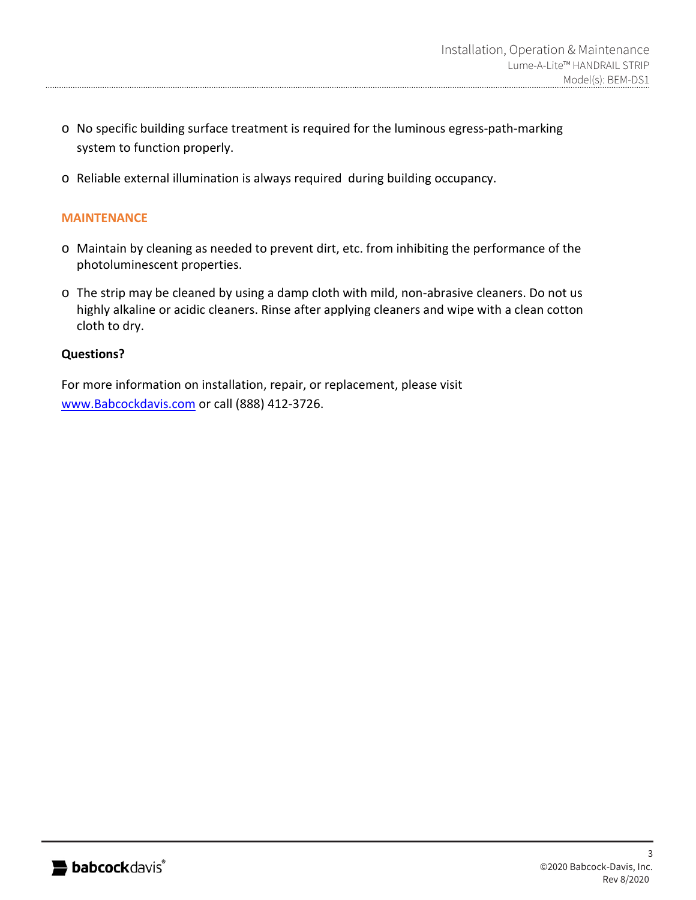- No specific building surface treatment is required for the luminous egress-path-marking system to function properly.
- Reliable external illumination is always required  during building occupancy.

## MAINTENANCE

- Maintain by cleaning as needed to prevent dirt, etc. from inhibiting the performance of the photoluminescent properties.
- The strip may be cleaned by using a damp cloth with mild, non-abrasive cleaners. Do not us highly alkaline or acidic cleaners. Rinse after applying cleaners and wipe with a clean cotton cloth to dry.

**Questions?**

For more information on installation, repair, or replacement, please visit [www.Babcockdavis.com](http://www.Babcockdavis.com) or call (888) 412-3726.